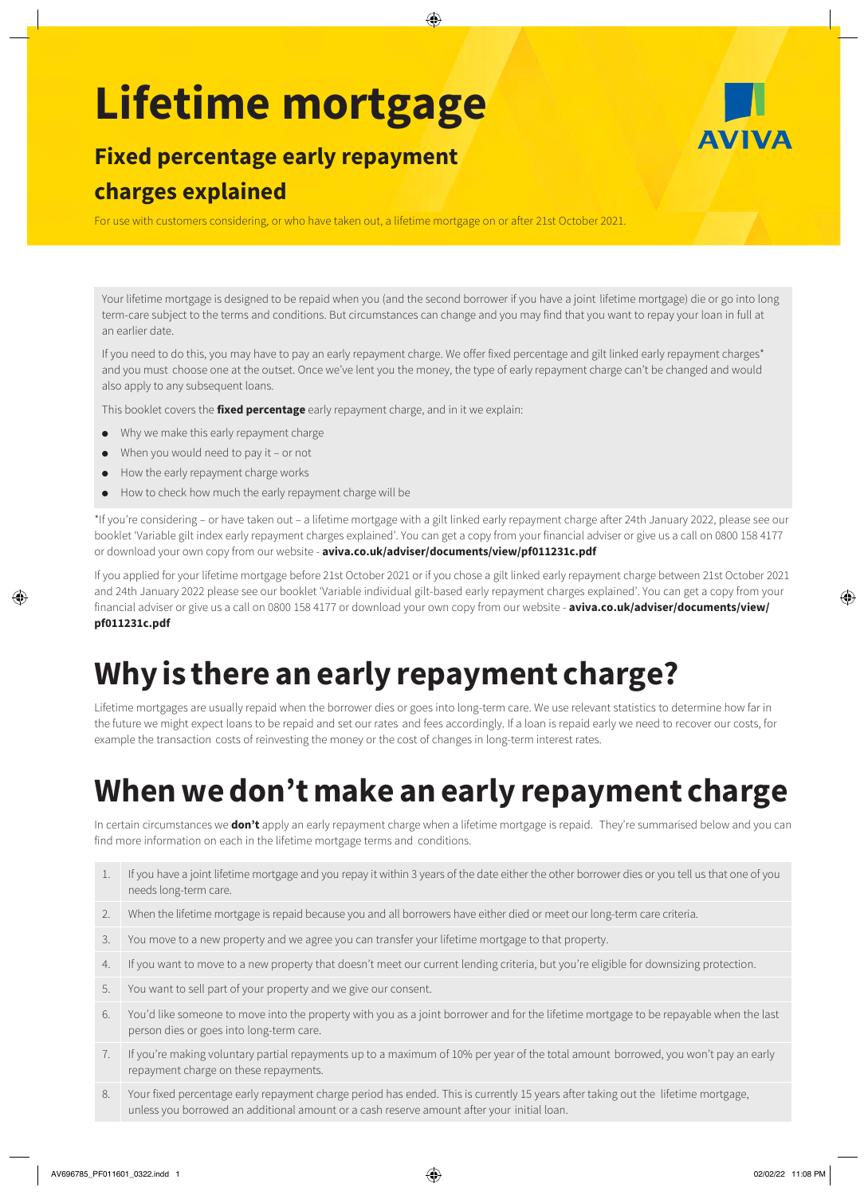# Lifetime mortgage

## Fixed percentage early repayment charges explained

For use with customers considering, or who have taken out, a lifetime mortgage on or after 21st October 2021.

Your lifetime mortgage is designed to be repaid when you (and the second borrower if you have a joint lifetime mortgage) die or go into long term-care subject to the terms and conditions. But circumstances can change and you may find that you want to repay your loan in full at an earlier date.

If you need to do this, you may have to pay an early repayment charge. We offer fixed percentage and gilt linked early repayment charges* and you must choose one at the outset. Once we've lent you the money, the type of early repayment charge can't be changed and would also apply to any subsequent loans.

This booklet covers the **fixed percentage** early repayment charge, and in it we explain:

- Why we make this early repayment charge
- When you would need to pay it – or not
- How the early repayment charge works
- How to check how much the early repayment charge will be

*If you're considering – or have taken out – a lifetime mortgage with a gilt linked early repayment charge after 24th January 2022, please see our booklet 'Variable gilt index early repayment charges explained'. You can get a copy from your financial adviser or give us a call on 0800 158 4177 or download your own copy from our website - **aviva.co.uk/adviser/documents/view/pf011231c.pdf**

If you applied for your lifetime mortgage before 21st October 2021 or if you chose a gilt linked early repayment charge between 21st October 2021 and 24th January 2022 please see our booklet 'Variable individual gilt-based early repayment charges explained'. You can get a copy from your financial adviser or give us a call on 0800 158 4177 or download your own copy from our website - **aviva.co.uk/adviser/documents/view/pf011231c.pdf**

# Why is there an early repayment charge?

Lifetime mortgages are usually repaid when the borrower dies or goes into long-term care. We use relevant statistics to determine how far in the future we might expect loans to be repaid and set our rates and fees accordingly. If a loan is repaid early we need to recover our costs, for example the transaction costs of reinvesting the money or the cost of changes in long-term interest rates.

# When we don't make an early repayment charge

In certain circumstances we **don't** apply an early repayment charge when a lifetime mortgage is repaid. They're summarised below and you can find more information on each in the lifetime mortgage terms and conditions.

1. If you have a joint lifetime mortgage and you repay it within 3 years of the date either the other borrower dies or you tell us that one of you needs long-term care.
2. When the lifetime mortgage is repaid because you and all borrowers have either died or meet our long-term care criteria.
3. You move to a new property and we agree you can transfer your lifetime mortgage to that property.
4. If you want to move to a new property that doesn't meet our current lending criteria, but you're eligible for downsizing protection.
5. You want to sell part of your property and we give our consent.
6. You'd like someone to move into the property with you as a joint borrower and for the lifetime mortgage to be repayable when the last person dies or goes into long-term care.
7. If you're making voluntary partial repayments up to a maximum of 10% per year of the total amount borrowed, you won't pay an early repayment charge on these repayments.
8. Your fixed percentage early repayment charge period has ended. This is currently 15 years after taking out the lifetime mortgage, unless you borrowed an additional amount or a cash reserve amount after your initial loan.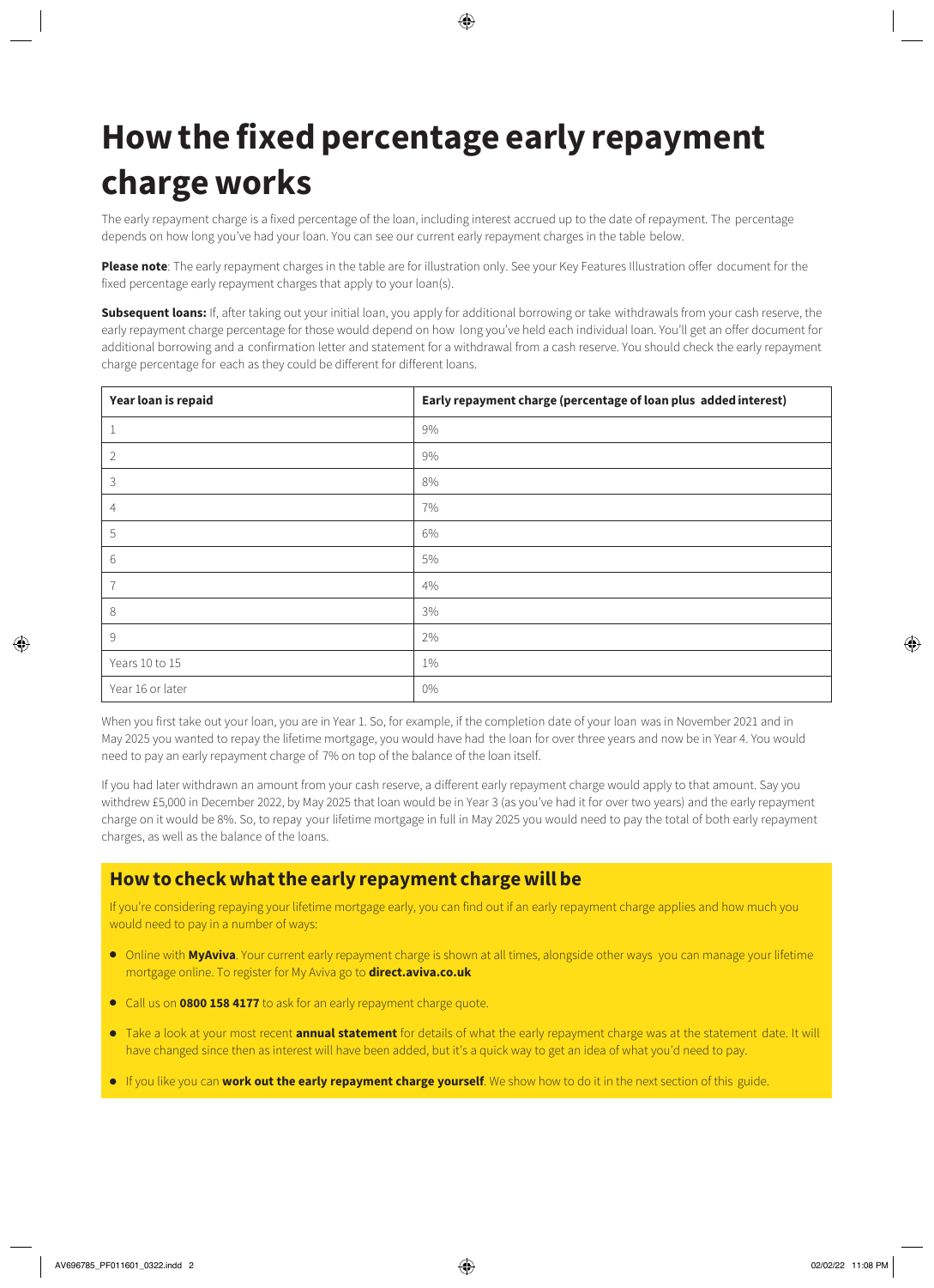# How the fixed percentage early repayment charge works

The early repayment charge is a fixed percentage of the loan, including interest accrued up to the date of repayment. The percentage depends on how long you've had your loan. You can see our current early repayment charges in the table below.

**Please note**: The early repayment charges in the table are for illustration only. See your Key Features Illustration offer document for the fixed percentage early repayment charges that apply to your loan(s).

**Subsequent loans:** If, after taking out your initial loan, you apply for additional borrowing or take withdrawals from your cash reserve, the early repayment charge percentage for those would depend on how long you've held each individual loan. You'll get an offer document for additional borrowing and a confirmation letter and statement for a withdrawal from a cash reserve. You should check the early repayment charge percentage for each as they could be different for different loans.

| Year loan is repaid | Early repayment charge (percentage of loan plus added interest) |
|---|---|
| 1 | 9% |
| 2 | 9% |
| 3 | 8% |
| 4 | 7% |
| 5 | 6% |
| 6 | 5% |
| 7 | 4% |
| 8 | 3% |
| 9 | 2% |
| Years 10 to 15 | 1% |
| Year 16 or later | 0% |

When you first take out your loan, you are in Year 1. So, for example, if the completion date of your loan was in November 2021 and in May 2025 you wanted to repay the lifetime mortgage, you would have had the loan for over three years and now be in Year 4. You would need to pay an early repayment charge of 7% on top of the balance of the loan itself.

If you had later withdrawn an amount from your cash reserve, a different early repayment charge would apply to that amount. Say you withdrew £5,000 in December 2022, by May 2025 that loan would be in Year 3 (as you've had it for over two years) and the early repayment charge on it would be 8%. So, to repay your lifetime mortgage in full in May 2025 you would need to pay the total of both early repayment charges, as well as the balance of the loans.

## How to check what the early repayment charge will be

If you're considering repaying your lifetime mortgage early, you can find out if an early repayment charge applies and how much you would need to pay in a number of ways:

- Online with **MyAviva**. Your current early repayment charge is shown at all times, alongside other ways you can manage your lifetime mortgage online. To register for My Aviva go to **direct.aviva.co.uk**
- Call us on **0800 158 4177** to ask for an early repayment charge quote.
- Take a look at your most recent **annual statement** for details of what the early repayment charge was at the statement date. It will have changed since then as interest will have been added, but it's a quick way to get an idea of what you'd need to pay.
- If you like you can **work out the early repayment charge yourself**. We show how to do it in the next section of this guide.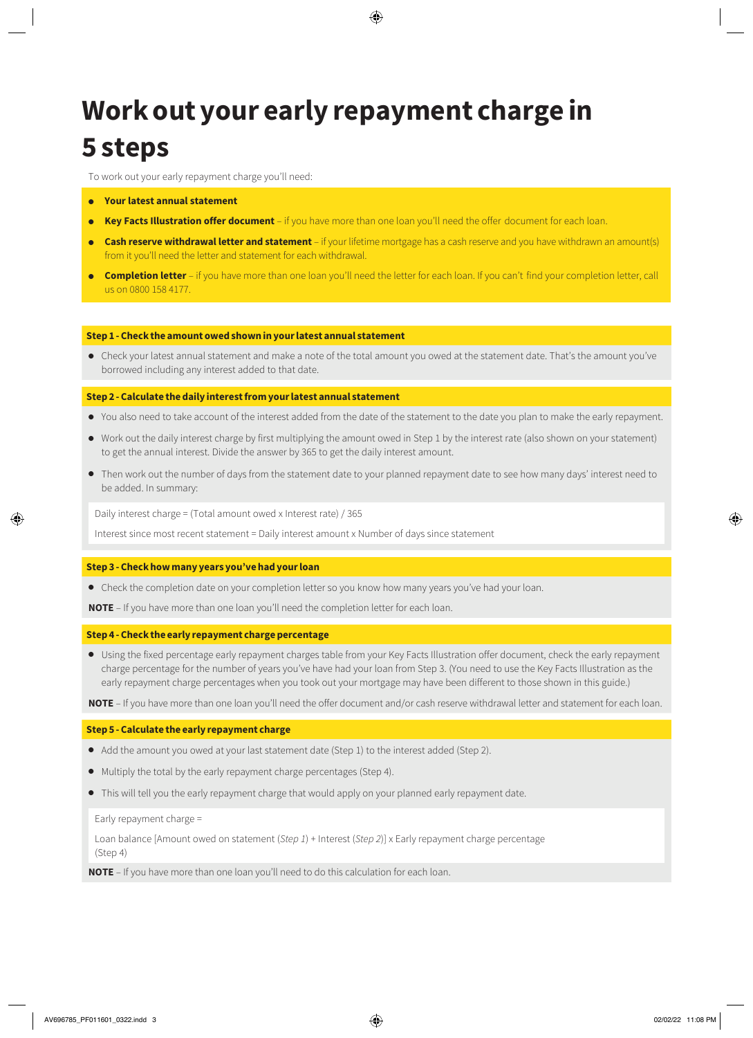# Work out your early repayment charge in 5 steps

To work out your early repayment charge you'll need:

- **Your latest annual statement**
- **Key Facts Illustration offer document** – if you have more than one loan you'll need the offer document for each loan.
- **Cash reserve withdrawal letter and statement** – if your lifetime mortgage has a cash reserve and you have withdrawn an amount(s) from it you'll need the letter and statement for each withdrawal.
- **Completion letter** – if you have more than one loan you'll need the letter for each loan. If you can't find your completion letter, call us on 0800 158 4177.

### Step 1 - Check the amount owed shown in your latest annual statement

- Check your latest annual statement and make a note of the total amount you owed at the statement date. That's the amount you've borrowed including any interest added to that date.

### Step 2 - Calculate the daily interest from your latest annual statement

- You also need to take account of the interest added from the date of the statement to the date you plan to make the early repayment.
- Work out the daily interest charge by first multiplying the amount owed in Step 1 by the interest rate (also shown on your statement) to get the annual interest. Divide the answer by 365 to get the daily interest amount.
- Then work out the number of days from the statement date to your planned repayment date to see how many days' interest need to be added. In summary:

Daily interest charge = (Total amount owed x Interest rate) / 365

Interest since most recent statement = Daily interest amount x Number of days since statement

### Step 3 - Check how many years you've had your loan

- Check the completion date on your completion letter so you know how many years you've had your loan.

**NOTE** – If you have more than one loan you'll need the completion letter for each loan.

### Step 4 - Check the early repayment charge percentage

- Using the fixed percentage early repayment charges table from your Key Facts Illustration offer document, check the early repayment charge percentage for the number of years you've have had your loan from Step 3. (You need to use the Key Facts Illustration as the early repayment charge percentages when you took out your mortgage may have been different to those shown in this guide.)

**NOTE** – If you have more than one loan you'll need the offer document and/or cash reserve withdrawal letter and statement for each loan.

### Step 5 - Calculate the early repayment charge

- Add the amount you owed at your last statement date (Step 1) to the interest added (Step 2).
- Multiply the total by the early repayment charge percentages (Step 4).
- This will tell you the early repayment charge that would apply on your planned early repayment date.

Early repayment charge =

Loan balance [Amount owed on statement (*Step 1*) + Interest (*Step 2*)] x Early repayment charge percentage (Step 4)

**NOTE** – If you have more than one loan you'll need to do this calculation for each loan.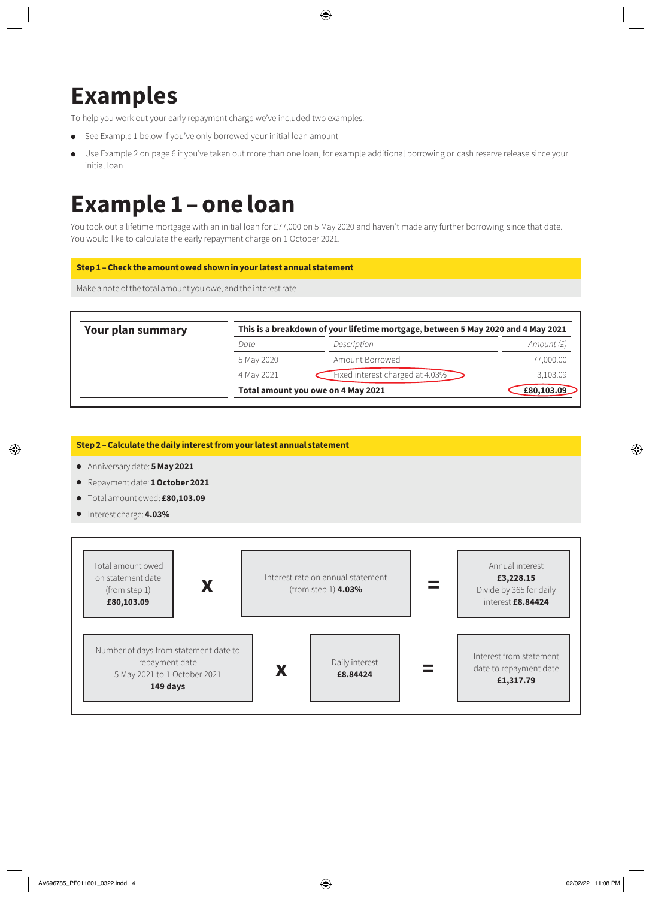# Examples

To help you work out your early repayment charge we've included two examples.

- See Example 1 below if you've only borrowed your initial loan amount
- Use Example 2 on page 6 if you've taken out more than one loan, for example additional borrowing or cash reserve release since your initial loan

# Example 1 – one loan

You took out a lifetime mortgage with an initial loan for £77,000 on 5 May 2020 and haven't made any further borrowing since that date. You would like to calculate the early repayment charge on 1 October 2021.

**Step 1 – Check the amount owed shown in your latest annual statement**

Make a note of the total amount you owe, and the interest rate

**Your plan summary**

**This is a breakdown of your lifetime mortgage, between 5 May 2020 and 4 May 2021**

| *Date* | *Description* | *Amount (£)* |
|---|---|---|
| 5 May 2020 | Amount Borrowed | 77,000.00 |
| 4 May 2021 | Fixed interest charged at 4.03% | 3,103.09 |
| **Total amount you owe on 4 May 2021** | | **£80,103.09** |

**Step 2 – Calculate the daily interest from your latest annual statement**

- Anniversary date: **5 May 2021**
- Repayment date: **1 October 2021**
- Total amount owed: **£80,103.09**
- Interest charge: **4.03%**

| | | | | |
|---|---|---|---|---|
| Total amount owed on statement date (from step 1) **£80,103.09** | **x** | Interest rate on annual statement (from step 1) **4.03%** | **=** | Annual interest **£3,228.15** Divide by 365 for daily interest **£8.84424** |
| Number of days from statement date to repayment date 5 May 2021 to 1 October 2021 **149 days** | **x** | Daily interest **£8.84424** | **=** | Interest from statement date to repayment date **£1,317.79** |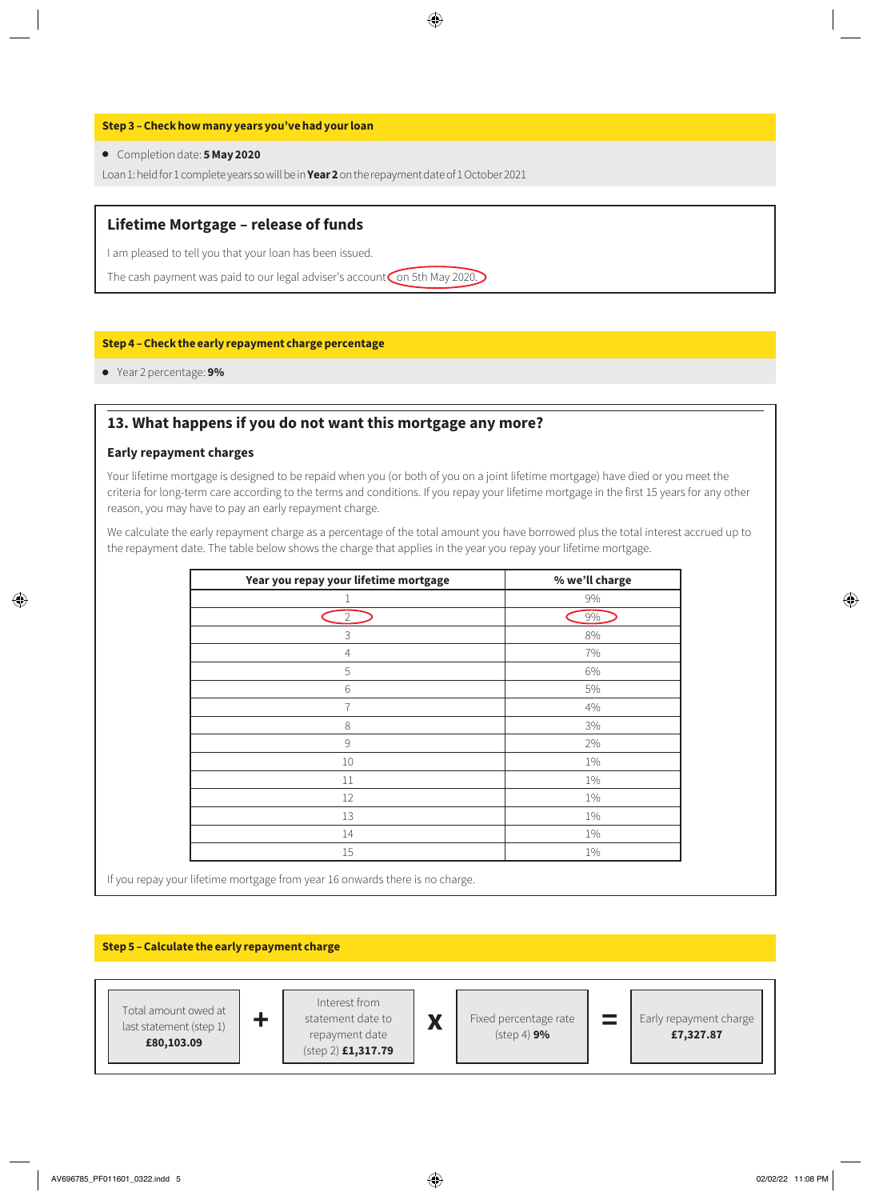**Step 3 – Check how many years you've had your loan**

- Completion date: **5 May 2020**

Loan 1: held for 1 complete years so will be in **Year 2** on the repayment date of 1 October 2021

## Lifetime Mortgage – release of funds

I am pleased to tell you that your loan has been issued.

The cash payment was paid to our legal adviser's account on 5th May 2020.

**Step 4 – Check the early repayment charge percentage**

- Year 2 percentage: **9%**

## 13. What happens if you do not want this mortgage any more?

### Early repayment charges

Your lifetime mortgage is designed to be repaid when you (or both of you on a joint lifetime mortgage) have died or you meet the criteria for long-term care according to the terms and conditions. If you repay your lifetime mortgage in the first 15 years for any other reason, you may have to pay an early repayment charge.

We calculate the early repayment charge as a percentage of the total amount you have borrowed plus the total interest accrued up to the repayment date. The table below shows the charge that applies in the year you repay your lifetime mortgage.

| Year you repay your lifetime mortgage | % we'll charge |
|---|---|
| 1 | 9% |
| 2 | 9% |
| 3 | 8% |
| 4 | 7% |
| 5 | 6% |
| 6 | 5% |
| 7 | 4% |
| 8 | 3% |
| 9 | 2% |
| 10 | 1% |
| 11 | 1% |
| 12 | 1% |
| 13 | 1% |
| 14 | 1% |
| 15 | 1% |

If you repay your lifetime mortgage from year 16 onwards there is no charge.

**Step 5 – Calculate the early repayment charge**

| Total amount owed at last statement (step 1) **£80,103.09** | + | Interest from statement date to repayment date (step 2) **£1,317.79** | x | Fixed percentage rate (step 4) **9%** | = | Early repayment charge **£7,327.87** |
|---|---|---|---|---|---|---|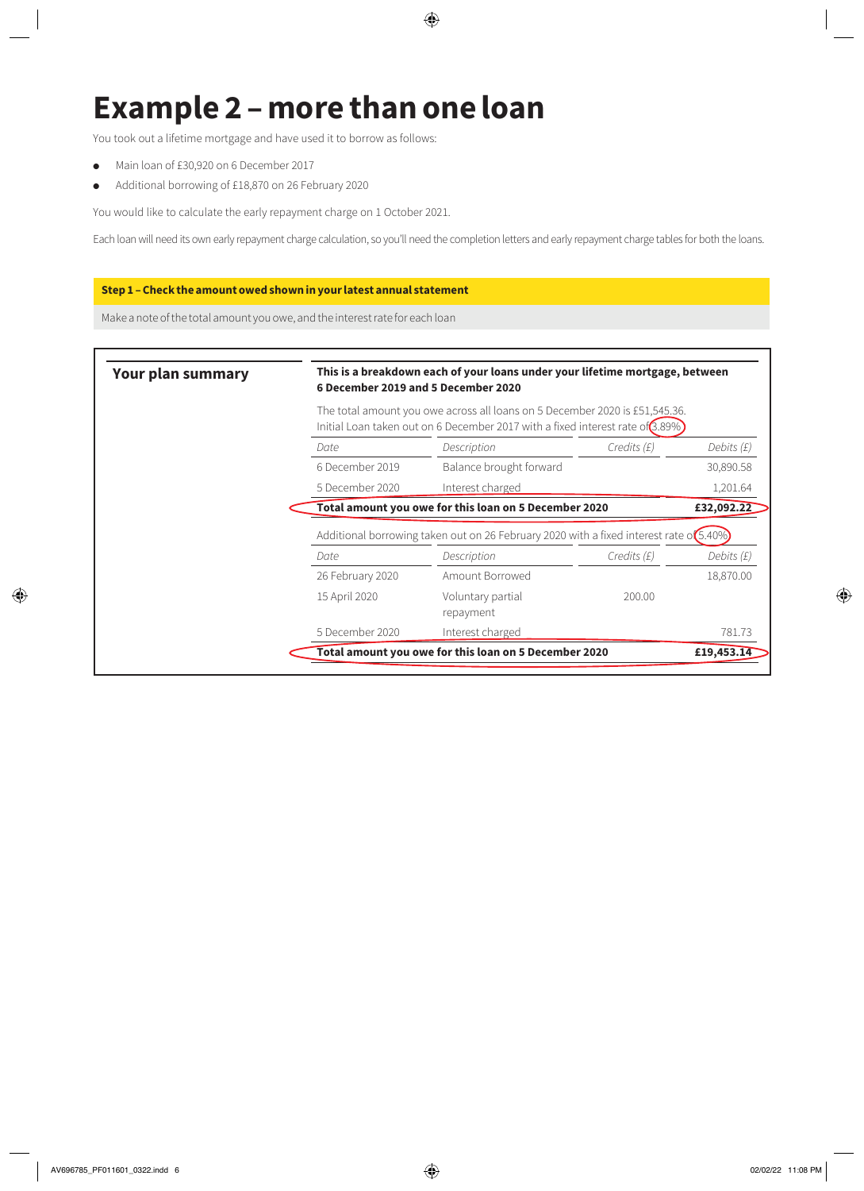# Example 2 – more than one loan

You took out a lifetime mortgage and have used it to borrow as follows:

- Main loan of £30,920 on 6 December 2017
- Additional borrowing of £18,870 on 26 February 2020

You would like to calculate the early repayment charge on 1 October 2021.

Each loan will need its own early repayment charge calculation, so you'll need the completion letters and early repayment charge tables for both the loans.

**Step 1 – Check the amount owed shown in your latest annual statement**

Make a note of the total amount you owe, and the interest rate for each loan

## Your plan summary

**This is a breakdown each of your loans under your lifetime mortgage, between 6 December 2019 and 5 December 2020**

The total amount you owe across all loans on 5 December 2020 is £51,545.36.
Initial Loan taken out on 6 December 2017 with a fixed interest rate of 3.89%

| *Date* | *Description* | *Credits (£)* | *Debits (£)* |
|---|---|---|---|
| 6 December 2019 | Balance brought forward | | 30,890.58 |
| 5 December 2020 | Interest charged | | 1,201.64 |
| **Total amount you owe for this loan on 5 December 2020** | | | **£32,092.22** |

Additional borrowing taken out on 26 February 2020 with a fixed interest rate of 5.40%

| *Date* | *Description* | *Credits (£)* | *Debits (£)* |
|---|---|---|---|
| 26 February 2020 | Amount Borrowed | | 18,870.00 |
| 15 April 2020 | Voluntary partial repayment | 200.00 | |
| 5 December 2020 | Interest charged | | 781.73 |
| **Total amount you owe for this loan on 5 December 2020** | | | **£19,453.14** |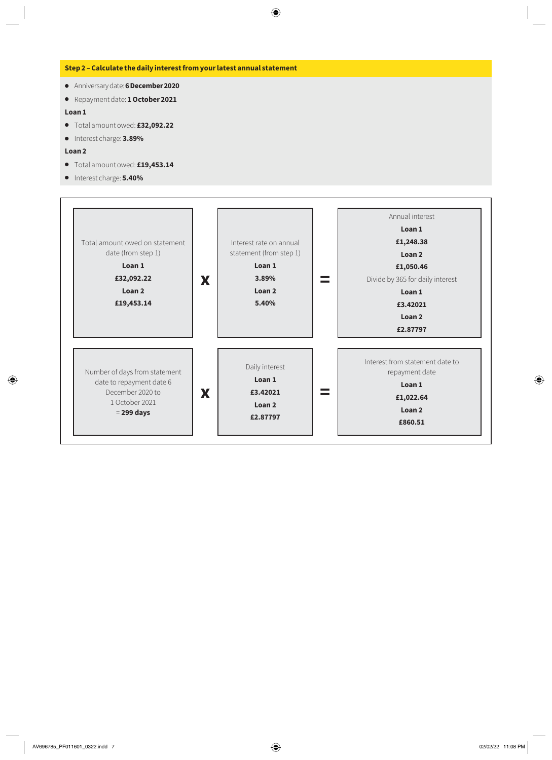### Step 2 – Calculate the daily interest from your latest annual statement

- Anniversary date: **6 December 2020**
- Repayment date: **1 October 2021**

**Loan 1**

- Total amount owed: **£32,092.22**
- Interest charge: **3.89%**

**Loan 2**

- Total amount owed: **£19,453.14**
- Interest charge: **5.40%**

| Total amount owed on statement date (from step 1) | | Interest rate on annual statement (from step 1) | | Annual interest |
|---|---|---|---|---|
| **Loan 1** **£32,092.22** **Loan 2** **£19,453.14** | **x** | **Loan 1** **3.89%** **Loan 2** **5.40%** | **=** | **Loan 1** **£1,248.38** **Loan 2** **£1,050.46** Divide by 365 for daily interest **Loan 1** **£3.42021** **Loan 2** **£2.87797** |

| Number of days from statement date to repayment date 6 December 2020 to 1 October 2021 | | Daily interest | | Interest from statement date to repayment date |
|---|---|---|---|---|
| = **299 days** | **x** | **Loan 1** **£3.42021** **Loan 2** **£2.87797** | **=** | **Loan 1** **£1,022.64** **Loan 2** **£860.51** |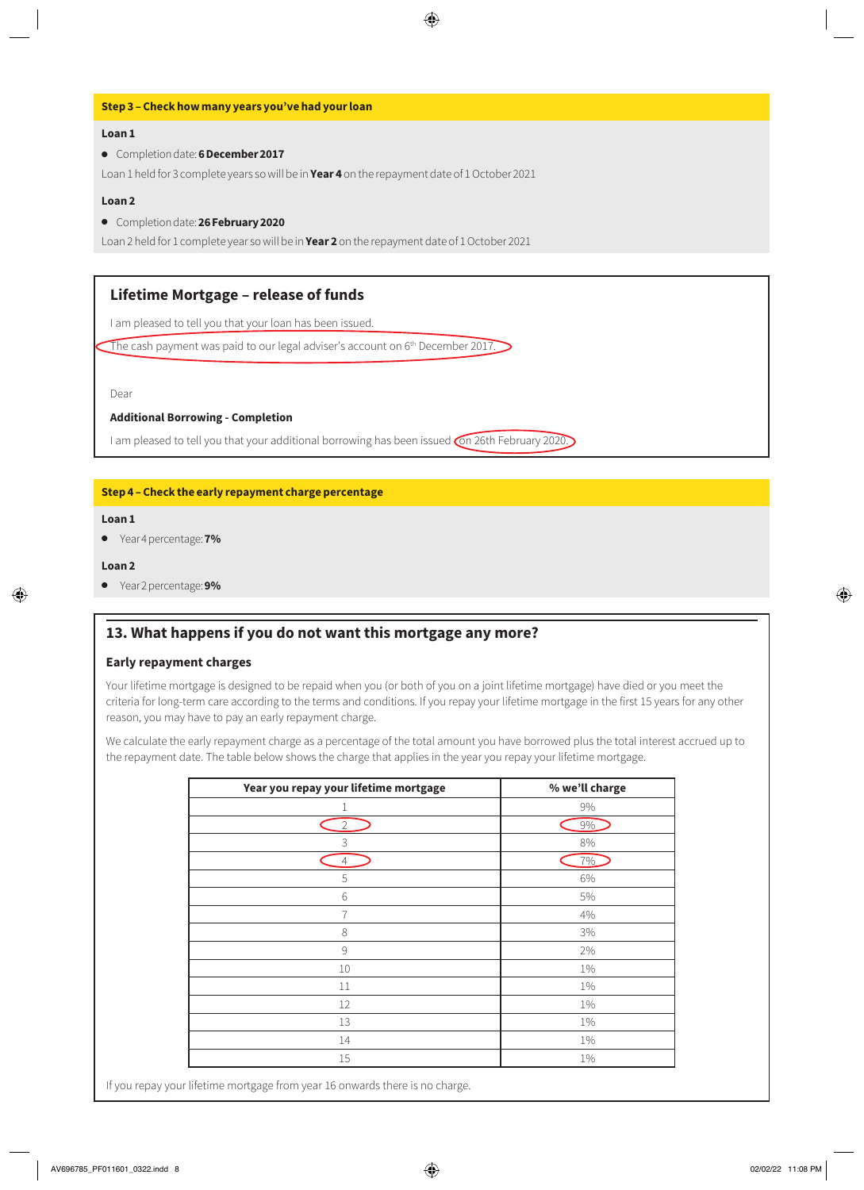**Step 3 – Check how many years you've had your loan**

**Loan 1**

- Completion date: **6 December 2017**

Loan 1 held for 3 complete years so will be in **Year 4** on the repayment date of 1 October 2021

**Loan 2**

- Completion date: **26 February 2020**

Loan 2 held for 1 complete year so will be in **Year 2** on the repayment date of 1 October 2021

## Lifetime Mortgage – release of funds

I am pleased to tell you that your loan has been issued.

The cash payment was paid to our legal adviser's account on 6th December 2017.

Dear

**Additional Borrowing - Completion**

I am pleased to tell you that your additional borrowing has been issued on 26th February 2020.

**Step 4 – Check the early repayment charge percentage**

**Loan 1**

- Year 4 percentage: **7%**

**Loan 2**

- Year 2 percentage: **9%**

## 13. What happens if you do not want this mortgage any more?

### Early repayment charges

Your lifetime mortgage is designed to be repaid when you (or both of you on a joint lifetime mortgage) have died or you meet the criteria for long-term care according to the terms and conditions. If you repay your lifetime mortgage in the first 15 years for any other reason, you may have to pay an early repayment charge.

We calculate the early repayment charge as a percentage of the total amount you have borrowed plus the total interest accrued up to the repayment date. The table below shows the charge that applies in the year you repay your lifetime mortgage.

| Year you repay your lifetime mortgage | % we'll charge |
|---|---|
| 1 | 9% |
| 2 | 9% |
| 3 | 8% |
| 4 | 7% |
| 5 | 6% |
| 6 | 5% |
| 7 | 4% |
| 8 | 3% |
| 9 | 2% |
| 10 | 1% |
| 11 | 1% |
| 12 | 1% |
| 13 | 1% |
| 14 | 1% |
| 15 | 1% |

If you repay your lifetime mortgage from year 16 onwards there is no charge.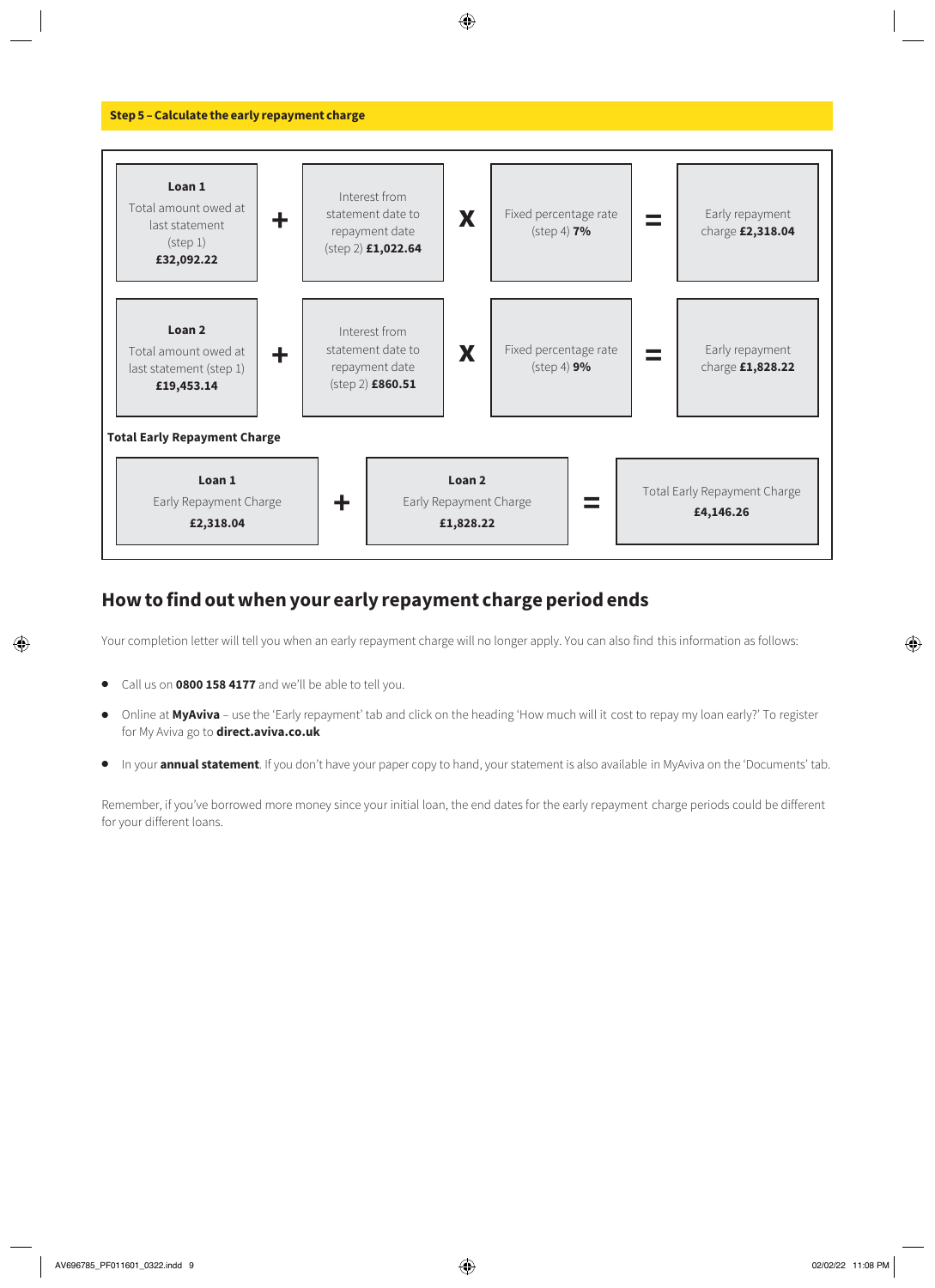**Step 5 – Calculate the early repayment charge**

| | | | | | | |
|---|---|---|---|---|---|---|
| **Loan 1** Total amount owed at last statement (step 1) **£32,092.22** | + | Interest from statement date to repayment date (step 2) **£1,022.64** | x | Fixed percentage rate (step 4) **7%** | = | Early repayment charge **£2,318.04** |
| **Loan 2** Total amount owed at last statement (step 1) **£19,453.14** | + | Interest from statement date to repayment date (step 2) **£860.51** | x | Fixed percentage rate (step 4) **9%** | = | Early repayment charge **£1,828.22** |

**Total Early Repayment Charge**

| | | | | |
|---|---|---|---|---|
| **Loan 1** Early Repayment Charge **£2,318.04** | + | **Loan 2** Early Repayment Charge **£1,828.22** | = | Total Early Repayment Charge **£4,146.26** |

## How to find out when your early repayment charge period ends

Your completion letter will tell you when an early repayment charge will no longer apply. You can also find this information as follows:

- Call us on **0800 158 4177** and we'll be able to tell you.
- Online at **MyAviva** – use the 'Early repayment' tab and click on the heading 'How much will it cost to repay my loan early?' To register for My Aviva go to **direct.aviva.co.uk**
- In your **annual statement**. If you don't have your paper copy to hand, your statement is also available in MyAviva on the 'Documents' tab.

Remember, if you've borrowed more money since your initial loan, the end dates for the early repayment charge periods could be different for your different loans.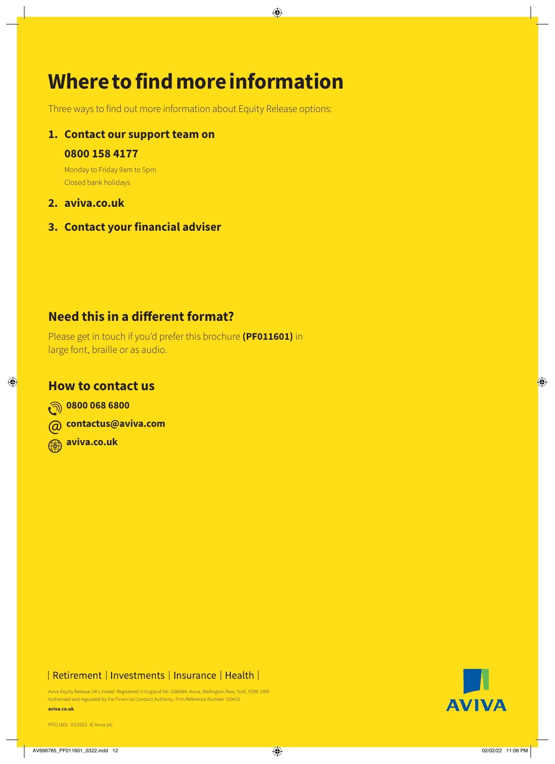# Where to find more information

Three ways to find out more information about Equity Release options:

1. **Contact our support team on**

   **0800 158 4177**

   Monday to Friday 9am to 5pm
   Closed bank holidays

2. **aviva.co.uk**

3. **Contact your financial adviser**

## Need this in a different format?

Please get in touch if you'd prefer this brochure **(PF011601)** in large font, braille or as audio.

## How to contact us

**0800 068 6800**

**contactus@aviva.com**

**aviva.co.uk**

| Retirement | Investments | Insurance | Health |

Aviva Equity Release UK Limited. Registered in England No 3286484. Aviva, Wellington Row, York, YO90 1WR. Authorised and regulated by the Financial Conduct Authority. Firm Reference Number 310433.

**aviva.co.uk**

AVIVA

PF011601 03/2022 © Aviva plc